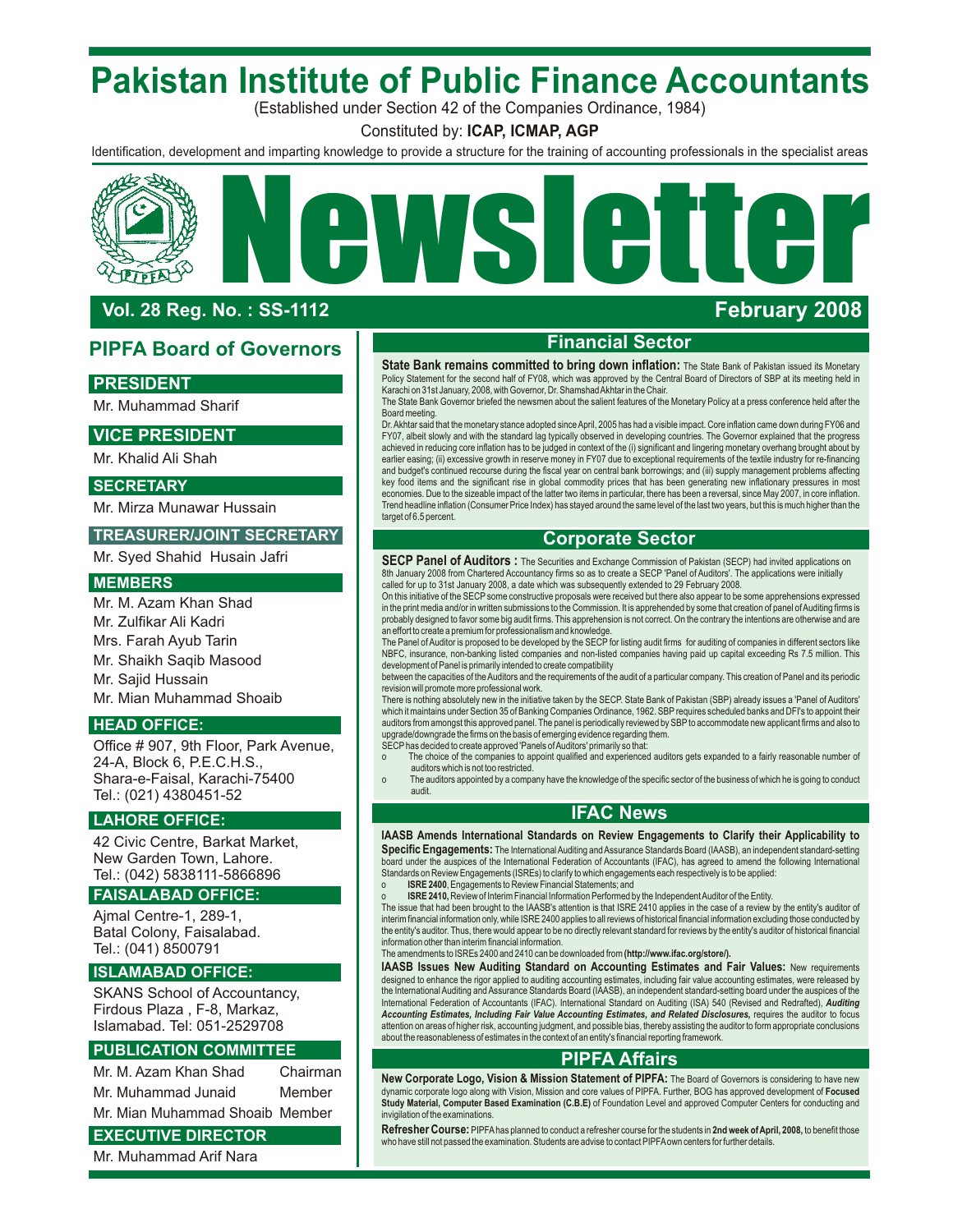# Pakistan Institute of Public Finance Accountants

(Established under Section 42 of the Companies Ordinance, 1984)

Constituted by: **ICAP, ICMAP, AGP**

Identification, development and imparting knowledge to provide a structure for the training of accounting professionals in the specialist areas

# Newsletter

**Vol. 28 Reg. No. : SS-1112** **February 2008**

## PIPFA Board of Governors

### PRESIDENT

Mr. Muhammad Sharif

### VICE PRESIDENT

Mr. Khalid Ali Shah

### SECRETARY

Mr. Mirza Munawar Hussain

### TREASURER/JOINT SECRETARY

Mr. Syed Shahid Husain Jafri

### MEMBERS

Mr. M. Azam Khan Shad
Mr. Zulfikar Ali Kadri
Mrs. Farah Ayub Tarin
Mr. Shaikh Saqib Masood
Mr. Sajid Hussain
Mr. Mian Muhammad Shoaib

### HEAD OFFICE:

Office # 907, 9th Floor, Park Avenue, 24-A, Block 6, P.E.C.H.S., Shara-e-Faisal, Karachi-75400
Tel.: (021) 4380451-52

### LAHORE OFFICE:

42 Civic Centre, Barkat Market, New Garden Town, Lahore.
Tel.: (042) 5838111-5866896

### FAISALABAD OFFICE:

Ajmal Centre-1, 289-1, Batal Colony, Faisalabad.
Tel.: (041) 8500791

### ISLAMABAD OFFICE:

SKANS School of Accountancy, Firdous Plaza , F-8, Markaz, Islamabad. Tel: 051-2529708

### PUBLICATION COMMITTEE

| | |
|---|---|
| Mr. M. Azam Khan Shad | Chairman |
| Mr. Muhammad Junaid | Member |
| Mr. Mian Muhammad Shoaib | Member |

### EXECUTIVE DIRECTOR

Mr. Muhammad Arif Nara

## Financial Sector

**State Bank remains committed to bring down inflation:** The State Bank of Pakistan issued its Monetary Policy Statement for the second half of FY08, which was approved by the Central Board of Directors of SBP at its meeting held in Karachi on 31st January, 2008, with Governor, Dr. Shamshad Akhtar in the Chair.

The State Bank Governor briefed the newsmen about the salient features of the Monetary Policy at a press conference held after the Board meeting.

Dr. Akhtar said that the monetary stance adopted since April, 2005 has had a visible impact. Core inflation came down during FY06 and FY07, albeit slowly and with the standard lag typically observed in developing countries. The Governor explained that the progress achieved in reducing core inflation has to be judged in context of the (i) significant and lingering monetary overhang brought about by earlier easing; (ii) excessive growth in reserve money in FY07 due to exceptional requirements of the textile industry for re-financing and budget's continued recourse during the fiscal year on central bank borrowings; and (iii) supply management problems affecting key food items and the significant rise in global commodity prices that has been generating new inflationary pressures in most economies. Due to the sizeable impact of the latter two items in particular, there has been a reversal, since May 2007, in core inflation. Trend headline inflation (Consumer Price Index) has stayed around the same level of the last two years, but this is much higher than the target of 6.5 percent.

## Corporate Sector

**SECP Panel of Auditors :** The Securities and Exchange Commission of Pakistan (SECP) had invited applications on 8th January 2008 from Chartered Accountancy firms so as to create a SECP 'Panel of Auditors'. The applications were initially called for up to 31st January 2008, a date which was subsequently extended to 29 February 2008.

On this initiative of the SECP some constructive proposals were received but there also appear to be some apprehensions expressed in the print media and/or in written submissions to the Commission. It is apprehended by some that creation of panel of Auditing firms is probably designed to favor some big audit firms. This apprehension is not correct. On the contrary the intentions are otherwise and are an effort to create a premium for professionalism and knowledge.

The Panel of Auditor is proposed to be developed by the SECP for listing audit firms for auditing of companies in different sectors like NBFC, insurance, non-banking listed companies and non-listed companies having paid up capital exceeding Rs 7.5 million. This development of Panel is primarily intended to create compatibility between the capacities of the Auditors and the requirements of the audit of a particular company. This creation of Panel and its periodic revision will promote more professional work.

There is nothing absolutely new in the initiative taken by the SECP. State Bank of Pakistan (SBP) already issues a 'Panel of Auditors' which it maintains under Section 35 of Banking Companies Ordinance, 1962. SBP requires scheduled banks and DFI's to appoint their auditors from amongst this approved panel. The panel is periodically reviewed by SBP to accommodate new applicant firms and also to upgrade/downgrade the firms on the basis of emerging evidence regarding them.

SECP has decided to create approved 'Panels of Auditors' primarily so that:

- The choice of the companies to appoint qualified and experienced auditors gets expanded to a fairly reasonable number of auditors which is not too restricted.
- The auditors appointed by a company have the knowledge of the specific sector of the business of which he is going to conduct audit.

## IFAC News

**IAASB Amends International Standards on Review Engagements to Clarify their Applicability to Specific Engagements:** The International Auditing and Assurance Standards Board (IAASB), an independent standard-setting board under the auspices of the International Federation of Accountants (IFAC), has agreed to amend the following International Standards on Review Engagements (ISREs) to clarify to which engagements each respectively is to be applied:

- **ISRE 2400**, Engagements to Review Financial Statements; and
- **ISRE 2410,** Review of Interim Financial Information Performed by the Independent Auditor of the Entity.

The issue that had been brought to the IAASB's attention is that ISRE 2410 applies in the case of a review by the entity's auditor of interim financial information only, while ISRE 2400 applies to all reviews of historical financial information excluding those conducted by the entity's auditor. Thus, there would appear to be no directly relevant standard for reviews by the entity's auditor of historical financial information other than interim financial information.

The amendments to ISREs 2400 and 2410 can be downloaded from **(http://www.ifac.org/store/).**

**IAASB Issues New Auditing Standard on Accounting Estimates and Fair Values:** New requirements designed to enhance the rigor applied to auditing accounting estimates, including fair value accounting estimates, were released by the International Auditing and Assurance Standards Board (IAASB), an independent standard-setting board under the auspices of the International Federation of Accountants (IFAC). International Standard on Auditing (ISA) 540 (Revised and Redrafted), ***Auditing Accounting Estimates, Including Fair Value Accounting Estimates, and Related Disclosures,*** requires the auditor to focus attention on areas of higher risk, accounting judgment, and possible bias, thereby assisting the auditor to form appropriate conclusions about the reasonableness of estimates in the context of an entity's financial reporting framework.

## PIPFA Affairs

**New Corporate Logo, Vision & Mission Statement of PIPFA:** The Board of Governors is considering to have new dynamic corporate logo along with Vision, Mission and core values of PIPFA. Further, BOG has approved development of **Focused Study Material, Computer Based Examination (C.B.E)** of Foundation Level and approved Computer Centers for conducting and invigilation of the examinations.

**Refresher Course:** PIPFA has planned to conduct a refresher course for the students in **2nd week of April, 2008,** to benefit those who have still not passed the examination. Students are advise to contact PIPFA own centers for further details.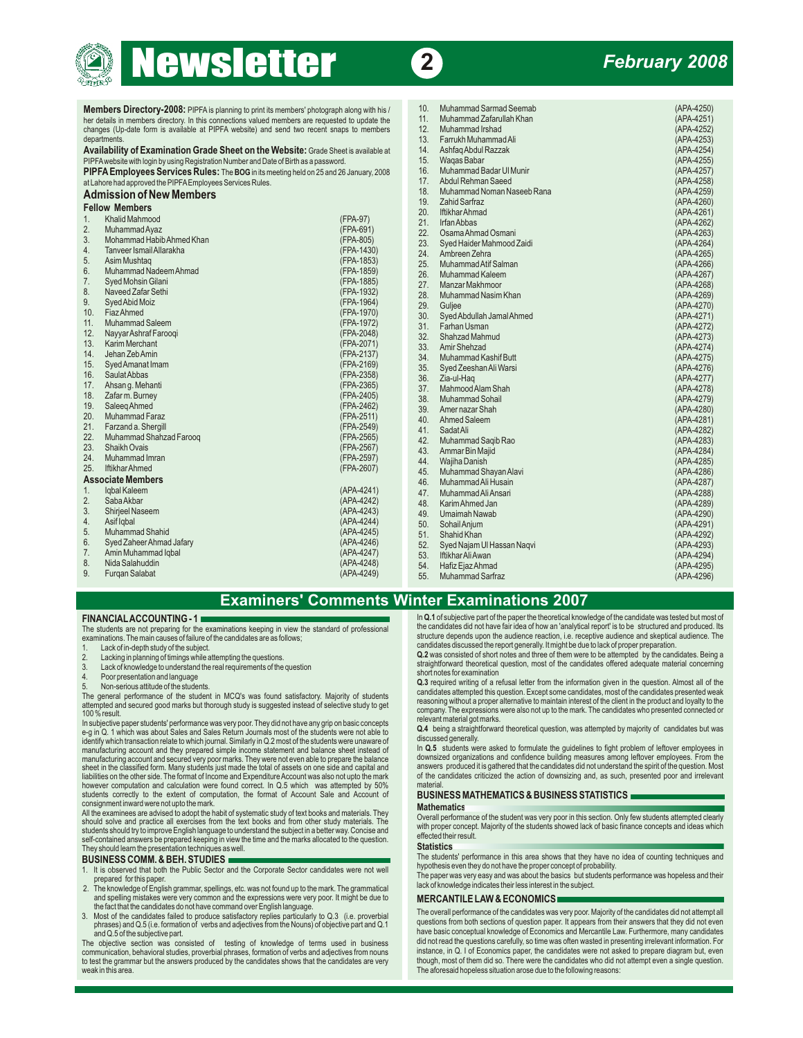**Members Directory-2008:** PIPFA is planning to print its members' photograph along with his / her details in members directory. In this connections valued members are requested to update the changes (Up-date form is available at PIPFA website) and send two recent snaps to members departments.

**Availability of Examination Grade Sheet on the Website:** Grade Sheet is available at PIPFA website with login by using Registration Number and Date of Birth as a password.

**PIPFA Employees Services Rules:** The **BOG** in its meeting held on 25 and 26 January, 2008 at Lahore had approved the PIPFA Employees Services Rules.

## Admission of New Members

### Fellow Members

| No. | Name | No. |
|---|---|---|
| 1. | Khalid Mahmood | (FPA-97) |
| 2. | Muhammad Ayaz | (FPA-691) |
| 3. | Mohammad Habib Ahmed Khan | (FPA-805) |
| 4. | Tanveer Ismail Allarakha | (FPA-1430) |
| 5. | Asim Mushtaq | (FPA-1853) |
| 6. | Muhammad Nadeem Ahmad | (FPA-1859) |
| 7. | Syed Mohsin Gilani | (FPA-1885) |
| 8. | Naveed Zafar Sethi | (FPA-1932) |
| 9. | Syed Abid Moiz | (FPA-1964) |
| 10. | Fiaz Ahmed | (FPA-1970) |
| 11. | Muhammad Saleem | (FPA-1972) |
| 12. | Nayyar Ashraf Farooqi | (FPA-2048) |
| 13. | Karim Merchant | (FPA-2071) |
| 14. | Jehan Zeb Amin | (FPA-2137) |
| 15. | Syed Amanat Imam | (FPA-2169) |
| 16. | Saulat Abbas | (FPA-2358) |
| 17. | Ahsan g. Mehanti | (FPA-2365) |
| 18. | Zafar m. Burney | (FPA-2405) |
| 19. | Saleeq Ahmed | (FPA-2462) |
| 20. | Muhammad Faraz | (FPA-2511) |
| 21. | Farzand a. Shergill | (FPA-2549) |
| 22. | Muhammad Shahzad Farooq | (FPA-2565) |
| 23. | Shaikh Ovais | (FPA-2567) |
| 24. | Muhammad Imran | (FPA-2597) |
| 25. | Iftikhar Ahmed | (FPA-2607) |

### Associate Members

| No. | Name | No. |
|---|---|---|
| 1. | Iqbal Kaleem | (APA-4241) |
| 2. | Saba Akbar | (APA-4242) |
| 3. | Shirjeel Naseem | (APA-4243) |
| 4. | Asif Iqbal | (APA-4244) |
| 5. | Muhammad Shahid | (APA-4245) |
| 6. | Syed Zaheer Ahmad Jafary | (APA-4246) |
| 7. | Amin Muhammad Iqbal | (APA-4247) |
| 8. | Nida Salahuddin | (APA-4248) |
| 9. | Furqan Salabat | (APA-4249) |
| 10. | Muhammad Sarmad Seemab | (APA-4250) |
| 11. | Muhammad Zafarullah Khan | (APA-4251) |
| 12. | Muhammad Irshad | (APA-4252) |
| 13. | Farrukh Muhammad Ali | (APA-4253) |
| 14. | Ashfaq Abdul Razzak | (APA-4254) |
| 15. | Waqas Babar | (APA-4255) |
| 16. | Muhammad Badar Ul Munir | (APA-4257) |
| 17. | Abdul Rehman Saeed | (APA-4258) |
| 18. | Muhammad Noman Naseeb Rana | (APA-4259) |
| 19. | Zahid Sarfraz | (APA-4260) |
| 20. | Iftikhar Ahmad | (APA-4261) |
| 21. | Irfan Abbas | (APA-4262) |
| 22. | Osama Ahmad Osmani | (APA-4263) |
| 23. | Syed Haider Mahmood Zaidi | (APA-4264) |
| 24. | Ambreen Zehra | (APA-4265) |
| 25. | Muhammad Atif Salman | (APA-4266) |
| 26. | Muhammad Kaleem | (APA-4267) |
| 27. | Manzar Makhmoor | (APA-4268) |
| 28. | Muhammad Nasim Khan | (APA-4269) |
| 29. | Guljee | (APA-4270) |
| 30. | Syed Abdullah Jamal Ahmed | (APA-4271) |
| 31. | Farhan Usman | (APA-4272) |
| 32. | Shahzad Mahmud | (APA-4273) |
| 33. | Amir Shehzad | (APA-4274) |
| 34. | Muhammad Kashif Butt | (APA-4275) |
| 35. | Syed Zeeshan Ali Warsi | (APA-4276) |
| 36. | Zia-ul-Haq | (APA-4277) |
| 37. | Mahmood Alam Shah | (APA-4278) |
| 38. | Muhammad Sohail | (APA-4279) |
| 39. | Amer nazar Shah | (APA-4280) |
| 40. | Ahmed Saleem | (APA-4281) |
| 41. | Sadat Ali | (APA-4282) |
| 42. | Muhammad Saqib Rao | (APA-4283) |
| 43. | Ammar Bin Majid | (APA-4284) |
| 44. | Wajiha Danish | (APA-4285) |
| 45. | Muhammad Shayan Alavi | (APA-4286) |
| 46. | Muhammad Ali Husain | (APA-4287) |
| 47. | Muhammad Ali Ansari | (APA-4288) |
| 48. | Karim Ahmed Jan | (APA-4289) |
| 49. | Umaimah Nawab | (APA-4290) |
| 50. | Sohail Anjum | (APA-4291) |
| 51. | Shahid Khan | (APA-4292) |
| 52. | Syed Najam Ul Hassan Naqvi | (APA-4293) |
| 53. | Iftikhar Ali Awan | (APA-4294) |
| 54. | Hafiz Ejaz Ahmad | (APA-4295) |
| 55. | Muhammad Sarfraz | (APA-4296) |

## Examiners' Comments Winter Examinations 2007

### FINANCIAL ACCOUNTING - 1

The students are not preparing for the examinations keeping in view the standard of professional examinations. The main causes of failure of the candidates are as follows;

1. Lack of in-depth study of the subject.
2. Lacking in planning of timings while attempting the questions.
3. Lack of knowledge to understand the real requirements of the question
4. Poor presentation and language
5. Non-serious attitude of the students.

The general performance of the student in MCQ's was found satisfactory. Majority of students attempted and secured good marks but thorough study is suggested instead of selective study to get 100 % result.

In subjective paper students' performance was very poor. They did not have any grip on basic concepts e-g in Q. 1 which was about Sales and Sales Return Journals most of the students were not able to identify which transaction relate to which journal. Similarly in Q.2 most of the students were unaware of manufacturing account and they prepared simple income statement and balance sheet instead of manufacturing account and secured very poor marks. They were not even able to prepare the balance sheet in the classified form. Many students just made the total of assets on one side and capital and liabilities on the other side. The format of Income and Expenditure Account was also not upto the mark however computation and calculation were found correct. In Q.5 which was attempted by 50% students correctly to the extent of computation, the format of Account Sale and Account of consignment inward were not upto the mark.

All the examinees are advised to adopt the habit of systematic study of text books and materials. They should solve and practice all exercises from the text books and from other study materials. The students should try to improve English language to understand the subject in a better way. Concise and self-contained answers be prepared keeping in view the time and the marks allocated to the question. They should learn the presentation techniques as well.

### BUSINESS COMM. & BEH. STUDIES

1. It is observed that both the Public Sector and the Corporate Sector candidates were not well prepared for this paper.
2. The knowledge of English grammar, spellings, etc. was not found up to the mark. The grammatical and spelling mistakes were very common and the expressions were very poor. It might be due to the fact that the candidates do not have command over English language.
3. Most of the candidates failed to produce satisfactory replies particularly to Q.3 (i.e. proverbial phrases) and Q.5 (i.e. formation of verbs and adjectives from the Nouns) of objective part and Q.1 and Q.5 of the subjective part.

The objective section was consisted of testing of knowledge of terms used in business communication, behavioral studies, proverbial phrases, formation of verbs and adjectives from nouns to test the grammar but the answers produced by the candidates shows that the candidates are very weak in this area.

In **Q.1** of subjective part of the paper the theoretical knowledge of the candidate was tested but most of the candidates did not have fair idea of how an 'analytical report' is to be structured and produced. Its structure depends upon the audience reaction, i.e. receptive audience and skeptical audience. The candidates discussed the report generally. It might be due to lack of proper preparation.

**Q.2** was consisted of short notes and three of them were to be attempted by the candidates. Being a straightforward theoretical question, most of the candidates offered adequate material concerning short notes for examination

**Q.3** required writing of a refusal letter from the information given in the question. Almost all of the candidates attempted this question. Except some candidates, most of the candidates presented weak reasoning without a proper alternative to maintain interest of the client in the product and loyalty to the company. The expressions were also not up to the mark. The candidates who presented connected or relevant material got marks.

**Q.4** being a straightforward theoretical question, was attempted by majority of candidates but was discussed generally.

In **Q.5** students were asked to formulate the guidelines to fight problem of leftover employees in downsized organizations and confidence building measures among leftover employees. From the answers produced it is gathered that the candidates did not understand the spirit of the question. Most of the candidates criticized the action of downsizing and, as such, presented poor and irrelevant material.

### BUSINESS MATHEMATICS & BUSINESS STATISTICS

**Mathematics**

Overall performance of the student was very poor in this section. Only few students attempted clearly with proper concept. Majority of the students showed lack of basic finance concepts and ideas which effected their result.

**Statistics**

The students' performance in this area shows that they have no idea of counting techniques and hypothesis even they do not have the proper concept of probability.

The paper was very easy and was about the basics but students performance was hopeless and their lack of knowledge indicates their less interest in the subject.

### MERCANTILE LAW & ECONOMICS

The overall performance of the candidates was very poor. Majority of the candidates did not attempt all questions from both sections of question paper. It appears from their answers that they did not even have basic conceptual knowledge of Economics and Mercantile Law. Furthermore, many candidates did not read the questions carefully, so time was often wasted in presenting irrelevant information. For instance, in Q. I of Economics paper, the candidates were not asked to prepare diagram but, even though, most of them did so. There were the candidates who did not attempt even a single question. The aforesaid hopeless situation arose due to the following reasons: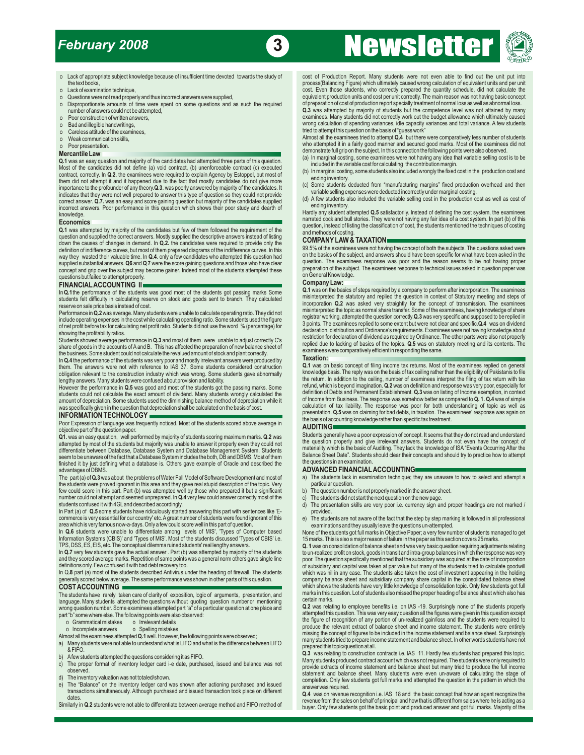- Lack of appropriate subject knowledge because of insufficient time devoted towards the study of the text books,
- Lack of examination technique,
- Questions were not read properly and thus incorrect answers were supplied,
- Disproportionate amounts of time were spent on some questions and as such the required number of answers could not be attempted,
- Poor construction of written answers,
- Bad and illegible handwritings,
- Careless attitude of the examinees,
- Weak communication skills,
- Poor presentation.

## Mercantile Law

**Q.1** was an easy question and majority of the candidates had attempted three parts of this question. Most of the candidates did not define (a) void contract, (b) unenforceable contract (c) executed contract, correctly. In **Q.2**. the examinees were required to explain Agency by Estoppel, but most of them did not attempt it and it happened due to the fact that mostly candidates do not give more importance to the profounder of any theory.**Q.3**. was poorly answered by majority of the candidates. It indicates that they were not well prepared to answer this type of question so they could not provide correct answer. **Q.7.** was an easy and score gaining question but majority of the candidates supplied incorrect answers. Poor performance in this question which shows their poor study and dearth of knowledge.

## Economics

**Q.1** was attempted by majority of the candidates but few of them followed the requirement of the question and supplied the correct answers. Mostly supplied the descriptive answers instead of listing down the causes of changes in demand. In **Q.2.** the candidates were required to provide only the definition of indifference curves, but most of them prepared diagrams of the indifference curves. In this way they wasted their valuable time. In **Q.4**. only a few candidates who attempted this question had supplied substantial answers. **Q6** and **Q 7** were the score gaining questions and those who have clear concept and grip over the subject may become gainer. Indeed most of the students attempted these questions but failed to attempt properly.

## FINANCIAL ACCOUNTING II

In **Q.1** the performance of the students was good most of the students got passing marks Some students felt difficulty in calculating reserve on stock and goods sent to branch. They calculated reserve on sale price basis instead of cost.

Performance in **Q.2** was average. Many students were unable to calculate operating ratio. They did not include operating expenses in the cost while calculating operating ratio. Some students used the figure of net profit before tax for calculating net profit ratio. Students did not use the word % (percentage) for showing the profitability ratios.

Students showed average performance in **Q.3** and most of them were unable to adjust correctly C's share of goods in the accounts of A and B. This has affected the preparation of new balance sheet of the business. Some student could not calculate the revalued amount of stock and plant correctly.

In **Q.4** the performance of the students was very poor and mostly irrelevant answers were produced by them. The answers were not with reference to IAS 37. Some students considered construction obligation relevant to the construction industry which was wrong. Some students gave abnormally lengthy answers. Many students were confused about provision and liability.

However the performance in **Q.5** was good and most of the students got the passing marks. Some students could not calculate the exact amount of dividend. Many students wrongly calculated the amount of depreciation. Some students used the diminishing balance method of depreciation while it was specifically given in the question that depreciation shall be calculated on the basis of cost.

## INFORMATION TECHNOLOGY

Poor Expression of language was frequently noticed. Most of the students scored above average in objective part of the question paper.

**Q1.** was an easy question, well performed by majority of students scoring maximum marks. **Q.2** was attempted by most of the students but majority was unable to answer it properly even they could not differentiate between Database, Database System and Database Management System. Students seem to be unaware of the fact that a Database System includes the both, DB and DBMS. Most of them finished it by just defining what a database is. Others gave example of Oracle and described the advantages of DBMS.

The part (a) of **Q.3** was about the problems of Water Fall Model of Software Development and most of the students were proved ignorant in this area and they gave real stupid description of the topic. Very few could score in this part. Part (b) was attempted well by those who prepared it but a significant number could not attempt and seemed unprepared. In **Q.4** very few could answer correctly most of the students confused it with 4GL and described accordingly.

In Part (a) of **Q.5** some students have ridiculously started answering this part with sentences like 'E-commerce is very essential for our country' etc. A great number of students were found ignorant of this area which is very famous now-a-days. Only a few could score well in this part of question.

In **Q.6** students were unable to differentiate among 'levels of MIS', 'Types of Computer based Information Systems (CBIS)' and 'Types of MIS'. Most of the students discussed 'Types of CBIS' i.e. TPS, DSS, ES, EIS, etc. The conceptual dilemma ruined students' real lengthy answers.

In **Q.7** very few students gave the actual answer . Part (b) was attempted by majority of the students and they scored average marks. Repetition of same points was a general norm others gave single line definitions only. Few confused it with bad debt recovery too.

In Q**.8** part (a) most of the students described Antivirus under the heading of firewall. The students generally scored below average. The same performance was shown in other parts of this question.

## COST ACCOUNTING

The students have rarely taken care of clarity of exposition, logic of arguments, presentation, and language. Many students attempted the questions without quoting question number or mentioning wrong question number. Some examinees attempted part "a" of a particular question at one place and part "b" some where else. The following points were also observed:

- Grammatical mistakes
- Irrelevant details
- Incomplete answers
- Spelling mistakes

Almost all the examinees attempted **Q.1** well. However, the following points were observed;

a) Many students were not able to understand what is LIFO and what is the difference between LIFO & FIFO.
b) A few students attempted the questions considering it as FIFO.
c) The proper format of inventory ledger card i-e date, purchased, issued and balance was not observed.
d) The inventory valuation was not totaled/shown.
e) The "Balance" on the inventory ledger card was shown after actioning purchased and issued transactions simultaneously. Although purchased and issued transaction took place on different dates.

Similarly in **Q.2** students were not able to differentiate between average method and FIFO method of cost of Production Report. Many students were not even able to find out the unit put into process(Balancing Figure) which ultimately caused wrong calculation of equivalent units and per unit cost. Even those students, who correctly prepared the quantity schedule, did not calculate the equivalent production units and cost per unit correctly. The main reason was not having basic concept of preparation of cost of production report specially treatment of normal loss as well as abnormal loss.

**Q.3** was attempted by majority of students but the competence level was not attained by many examinees. Many students did not correctly work out the budget allowance which ultimately caused wrong calculation of spending variances, idle capacity variances and total variance. A few students tried to attempt this question on the basis of "guess work"

Almost all the examinees tried to attempt **Q.4** but there were comparatively less number of students who attempted it in a fairly good manner and secured good marks. Most of the examinees did not demonstrate full grip on the subject. In this connection the following points were also observed.

(a) In marginal costing, some examinees were not having any idea that variable selling cost is to be included in the variable cost for calculating the contribution margin.
(b) In marginal costing, some students also included wrongly the fixed cost in the production cost and ending inventory.
(c) Some students deducted from "manufacturing margins" fixed production overhead and then variable selling expenses were deducted incorrectly under marginal costing.
(d) A few students also included the variable selling cost in the production cost as well as cost of ending inventory.

Hardly any student attempted **Q.5** satisfactorily. Instead of defining the cost system, the examinees narrated cock and bull stories. They were not having any fair idea of a cost system. In part (b) of this question, instead of listing the classification of cost, the students mentioned the techniques of costing and methods of costing.

## COMPANY LAW & TAXATION

99.5% of the examinees were not having the concept of both the subjects. The questions asked were on the basics of the subject, and answers should have been specific for what have been asked in the question. The examinees response was poor and the reason seems to be not having proper preparation of the subject. The examinees response to technical issues asked in question paper was on General Knowledge.

### Company Law:

**Q.1** was on the basics of steps required by a company to perform after incorporation. The examinees misinterpreted the statutory and replied the question in context of Statutory meeting and steps of incorporation **Q.2** was asked very straightly for the concept of transmission. The examinees misinterpreted the topic as normal share transfer. Some of the examinees, having knowledge of share registrar working, attempted the question correctly.**Q.3** was very specific and supposed to be replied in 3 points. The examinees replied to some extent but were not clear and specific.**Q.4** was on dividend declaration, distribution and Ordinance's requirements. Examinees were not having knowledge about restriction for declaration of dividend as required by Ordinance. The other parts were also not properly replied due to lacking of basics of the topics. **Q.5** was on statutory meeting and its contents. The examinees were comparatively efficient in responding the same.

### Taxation:

**Q.1** was on basic concept of filing income tax returns. Most of the examinees replied on general knowledge basis. The reply was on the basis of tax ceiling rather than the eligibility of Pakistanis to file the return. In addition to the ceiling, number of examinees interpret the filing of tax return with tax refund, which is beyond imagination. **Q.2** was on definition and response was very poor, especially for definition of Debts and Permanent Establishment. **Q.3** was on listing of Income exemption, in context of Income from Business. The response was somehow better as compared to **Q. 1. Q.4** was of simple calculation of tax liability. The response was poor for both understanding of topic as well as presentation. **Q.5** was on claiming for bad debts, in taxation. The examinees' response was again on the basis of accounting knowledge rather than specific tax treatment.

## AUDITING

Students generally have a poor expression of concept. It seems that they do not read and understand the question properly and give irrelevant answers. Students do not even have the concept of materiality which is the basic of Auditing. They lack the knowledge of ISA "Events Occurring After the Balance Sheet Date". Students should clear their concepts and should try to practice how to attempt the questions in an examination.

## ADVANCED FINANCIAL ACCOUNTING

a) The students lack in examination technique; they are unaware to how to select and attempt a particular question.
b) The question number is not properly marked in the answer sheet.
c) The students did not start the next question on the new page.
d) The presentation skills are very poor i.e. currency sign and proper headings are not marked / provided.
e) The students are not aware of the fact that the step by step marking is followed in all professional examinations and they usually leave the questions un-attempted.

None of the students got full marks in Objective Paper; a very few number of students managed to get 15 marks. This is also a major reason of failure in the paper as this section covers 25 marks.

**Q. 1** was on consolidation of balance sheet and was very basic question requiring adjustments relating to un-realized profit on stock, goods in transit and intra-group balances in which the response was very poor. The question specifically mentioned that the subsidiary was acquired at the date of incorporation of subsidiary and capital was taken at par value but many of the students tried to calculate goodwill which was nil in any case. The students also taken the cost of investment appearing in the holding company balance sheet and subsidiary company share capital in the consolidated balance sheet which shows the students have very little knowledge of consolidation topic. Only few students got full marks in this question. Lot of students also missed the proper heading of balance sheet which also has certain marks.

**Q.2** was relating to employee benefits i.e. on IAS -19. Surprisingly none of the students properly attempted this question. This was very easy question all the figures were given in this question except the figure of recognition of any portion of un-realized gain/loss and the students were required to produce the relevant extract of balance sheet and income statement. The students were entirely missing the concept of figures to be included in the income statement and balance sheet. Surprisingly many students tried to prepare income statement and balance sheet. In other words students have not prepared this topic/question at all.

**Q.3** was relating to construction contracts i.e. IAS 11. Hardly few students had prepared this topic. Many students produced contract account which was not required. The students were only required to provide extracts of income statement and balance sheet but many tried to produce the full income statement and balance sheet. Many students were even un-aware of calculating the stage of completion. Only few students got full marks and attempted the question in the pattern in which the answer was required.

**Q.4** was on revenue recognition i.e. IAS 18 and the basic concept that how an agent recognize the revenue from the sales on behalf of principal and how that is different from sales where he is acting as a buyer. Only few students got the basic point and produced answer and got full marks. Majority of the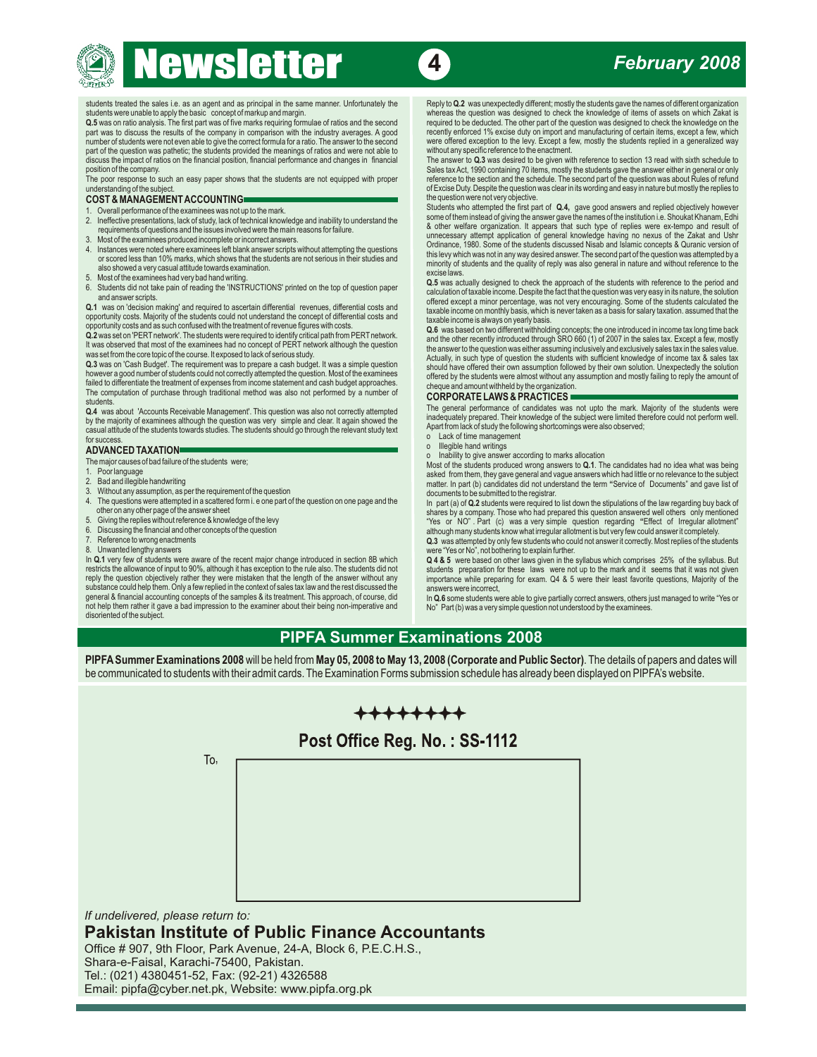students treated the sales i.e. as an agent and as principal in the same manner. Unfortunately the students were unable to apply the basic concept of markup and margin.

**Q.5** was on ratio analysis. The first part was of five marks requiring formulae of ratios and the second part was to discuss the results of the company in comparison with the industry averages. A good number of students were not even able to give the correct formula for a ratio. The answer to the second part of the question was pathetic; the students provided the meanings of ratios and were not able to discuss the impact of ratios on the financial position, financial performance and changes in financial position of the company.

The poor response to such an easy paper shows that the students are not equipped with proper understanding of the subject.

## COST & MANAGEMENT ACCOUNTING

1. Overall performance of the examinees was not up to the mark.
2. Ineffective presentations, lack of study, lack of technical knowledge and inability to understand the requirements of questions and the issues involved were the main reasons for failure.
3. Most of the examinees produced incomplete or incorrect answers.
4. Instances were noted where examinees left blank answer scripts without attempting the questions or scored less than 10% marks, which shows that the students are not serious in their studies and also showed a very casual attitude towards examination.
5. Most of the examinees had very bad hand writing.
6. Students did not take pain of reading the 'INSTRUCTIONS' printed on the top of question paper and answer scripts.

**Q.1** was on 'decision making' and required to ascertain differential revenues, differential costs and opportunity costs. Majority of the students could not understand the concept of differential costs and opportunity costs and as such confused with the treatment of revenue figures with costs.

**Q.2** was set on 'PERT network'. The students were required to identify critical path from PERT network. It was observed that most of the examinees had no concept of PERT network although the question was set from the core topic of the course. It exposed to lack of serious study.

**Q.3** was on 'Cash Budget'. The requirement was to prepare a cash budget. It was a simple question however a good number of students could not correctly attempted the question. Most of the examinees failed to differentiate the treatment of expenses from income statement and cash budget approaches. The computation of purchase through traditional method was also not performed by a number of students.

**Q.4** was about 'Accounts Receivable Management'. This question was also not correctly attempted by the majority of examinees although the question was very simple and clear. It again showed the casual attitude of the students towards studies. The students should go through the relevant study text for success.

## ADVANCED TAXATION

The major causes of bad failure of the students were;

1. Poor language
2. Bad and illegible handwriting
3. Without any assumption, as per the requirement of the question
4. The questions were attempted in a scattered form i. e one part of the question on one page and the other on any other page of the answer sheet
5. Giving the replies without reference & knowledge of the levy
6. Discussing the financial and other concepts of the question
7. Reference to wrong enactments
8. Unwanted lengthy answers

In **Q.1** very few of students were aware of the recent major change introduced in section 8B which restricts the allowance of input to 90%, although it has exception to the rule also. The students did not reply the question objectively rather they were mistaken that the length of the answer without any substance could help them. Only a few replied in the context of sales tax law and the rest discussed the general & financial accounting concepts of the samples & its treatment. This approach, of course, did not help them rather it gave a bad impression to the examiner about their being non-imperative and disoriented of the subject.

Reply to **Q.2** was unexpectedly different; mostly the students gave the names of different organization whereas the question was designed to check the knowledge of items of assets on which Zakat is required to be deducted. The other part of the question was designed to check the knowledge on the recently enforced 1% excise duty on import and manufacturing of certain items, except a few, which were offered exception to the levy. Except a few, mostly the students replied in a generalized way without any specific reference to the enactment.

The answer to **Q.3** was desired to be given with reference to section 13 read with sixth schedule to Sales tax Act, 1990 containing 70 items, mostly the students gave the answer either in general or only reference to the section and the schedule. The second part of the question was about Rules of refund of Excise Duty. Despite the question was clear in its wording and easy in nature but mostly the replies to the question were not very objective.

Students who attempted the first part of **Q.4,** gave good answers and replied objectively however some of them instead of giving the answer gave the names of the institution i.e. Shoukat Khanam, Edhi & other welfare organization. It appears that such type of replies were ex-tempo and result of unnecessary attempt application of general knowledge having no nexus of the Zakat and Ushr Ordinance, 1980. Some of the students discussed Nisab and Islamic concepts & Quranic version of this levy which was not in any way desired answer. The second part of the question was attempted by a minority of students and the quality of reply was also general in nature and without reference to the excise laws.

**Q.5** was actually designed to check the approach of the students with reference to the period and calculation of taxable income. Despite the fact that the question was very easy in its nature, the solution offered except a minor percentage, was not very encouraging. Some of the students calculated the taxable income on monthly basis, which is never taken as a basis for salary taxation. assumed that the taxable income is always on yearly basis.

**Q.6** was based on two different withholding concepts; the one introduced in income tax long time back and the other recently introduced through SRO 660 (1) of 2007 in the sales tax. Except a few, mostly the answer to the question was either assuming inclusively and exclusively sales tax in the sales value. Actually, in such type of question the students with sufficient knowledge of income tax & sales tax should have offered their own assumption followed by their own solution. Unexpectedly the solution offered by the students were almost without any assumption and mostly failing to reply the amount of cheque and amount withheld by the organization.

## CORPORATE LAWS & PRACTICES

The general performance of candidates was not upto the mark. Majority of the students were inadequately prepared. Their knowledge of the subject were limited therefore could not perform well. Apart from lack of study the following shortcomings were also observed;

- Lack of time management
- Illegible hand writings
- Inability to give answer according to marks allocation

Most of the students produced wrong answers to **Q.1**. The candidates had no idea what was being asked from them, they gave general and vague answers which had little or no relevance to the subject matter. In part (b) candidates did not understand the term **"**Service of Documents" and gave list of documents to be submitted to the registrar.

In part (a) of **Q.2** students were required to list down the stipulations of the law regarding buy back of shares by a company. Those who had prepared this question answered well others only mentioned "Yes or NO" . Part (c) was a very simple question regarding **"**Effect of Irregular allotment" although many students know what irregular allotment is but very few could answer it completely.

**Q.3** was attempted by only few students who could not answer it correctly. Most replies of the students were "Yes or No", not bothering to explain further.

**Q 4 & 5** were based on other laws given in the syllabus which comprises 25% of the syllabus. But students preparation for these laws were not up to the mark and it seems that it was not given importance while preparing for exam. Q4 & 5 were their least favorite questions, Majority of the answers were incorrect,

In **Q.6** some students were able to give partially correct answers, others just managed to write "Yes or No" Part (b) was a very simple question not understood by the examinees.

## PIPFA Summer Examinations 2008

**PIPFA Summer Examinations 2008** will be held from **May 05, 2008 to May 13, 2008 (Corporate and Public Sector)**. The details of papers and dates will be communicated to students with their admit cards. The Examination Forms submission schedule has already been displayed on PIPFA's website.

++++++++

**Post Office Reg. No. : SS-1112**

To,

*If undelivered, please return to:*

**Pakistan Institute of Public Finance Accountants**

Office # 907, 9th Floor, Park Avenue, 24-A, Block 6, P.E.C.H.S.,
Shara-e-Faisal, Karachi-75400, Pakistan.
Tel.: (021) 4380451-52, Fax: (92-21) 4326588
Email: pipfa@cyber.net.pk, Website: www.pipfa.org.pk